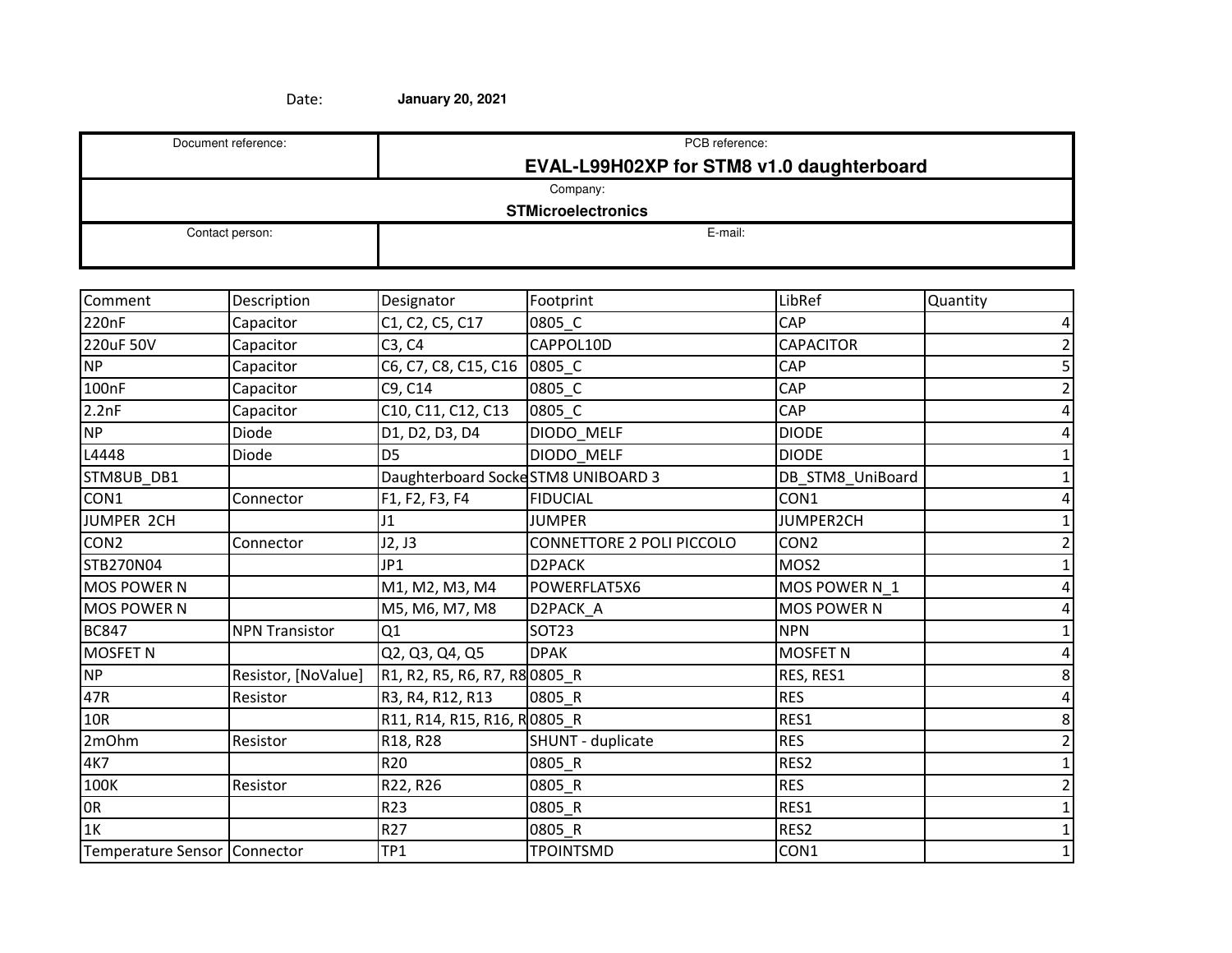Date: **January 20, 2021**

| Document reference: | PCB reference: **EVAL-L99H02XP for STM8 v1.0 daughterboard** |
|---|---|
| Company: **STMicroelectronics** | |
| Contact person: | E-mail: |

| Comment | Description | Designator | Footprint | LibRef | Quantity |
|---|---|---|---|---|---|
| 220nF | Capacitor | C1, C2, C5, C17 | 0805_C | CAP | 4 |
| 220uF 50V | Capacitor | C3, C4 | CAPPOL10D | CAPACITOR | 2 |
| NP | Capacitor | C6, C7, C8, C15, C16 | 0805_C | CAP | 5 |
| 100nF | Capacitor | C9, C14 | 0805_C | CAP | 2 |
| 2.2nF | Capacitor | C10, C11, C12, C13 | 0805_C | CAP | 4 |
| NP | Diode | D1, D2, D3, D4 | DIODO_MELF | DIODE | 4 |
| L4448 | Diode | D5 | DIODO_MELF | DIODE | 1 |
| STM8UB_DB1 | | Daughterboard Socke | STM8 UNIBOARD 3 | DB_STM8_UniBoard | 1 |
| CON1 | Connector | F1, F2, F3, F4 | FIDUCIAL | CON1 | 4 |
| JUMPER 2CH | | J1 | JUMPER | JUMPER2CH | 1 |
| CON2 | Connector | J2, J3 | CONNETTORE 2 POLI PICCOLO | CON2 | 2 |
| STB270N04 | | JP1 | D2PACK | MOS2 | 1 |
| MOS POWER N | | M1, M2, M3, M4 | POWERFLAT5X6 | MOS POWER N_1 | 4 |
| MOS POWER N | | M5, M6, M7, M8 | D2PACK_A | MOS POWER N | 4 |
| BC847 | NPN Transistor | Q1 | SOT23 | NPN | 1 |
| MOSFET N | | Q2, Q3, Q4, Q5 | DPAK | MOSFET N | 4 |
| NP | Resistor, [NoValue] | R1, R2, R5, R6, R7, R8 | 0805_R | RES, RES1 | 8 |
| 47R | Resistor | R3, R4, R12, R13 | 0805_R | RES | 4 |
| 10R | | R11, R14, R15, R16, R | 0805_R | RES1 | 8 |
| 2mOhm | Resistor | R18, R28 | SHUNT - duplicate | RES | 2 |
| 4K7 | | R20 | 0805_R | RES2 | 1 |
| 100K | Resistor | R22, R26 | 0805_R | RES | 2 |
| 0R | | R23 | 0805_R | RES1 | 1 |
| 1K | | R27 | 0805_R | RES2 | 1 |
| Temperature Sensor | Connector | TP1 | TPOINTSMD | CON1 | 1 |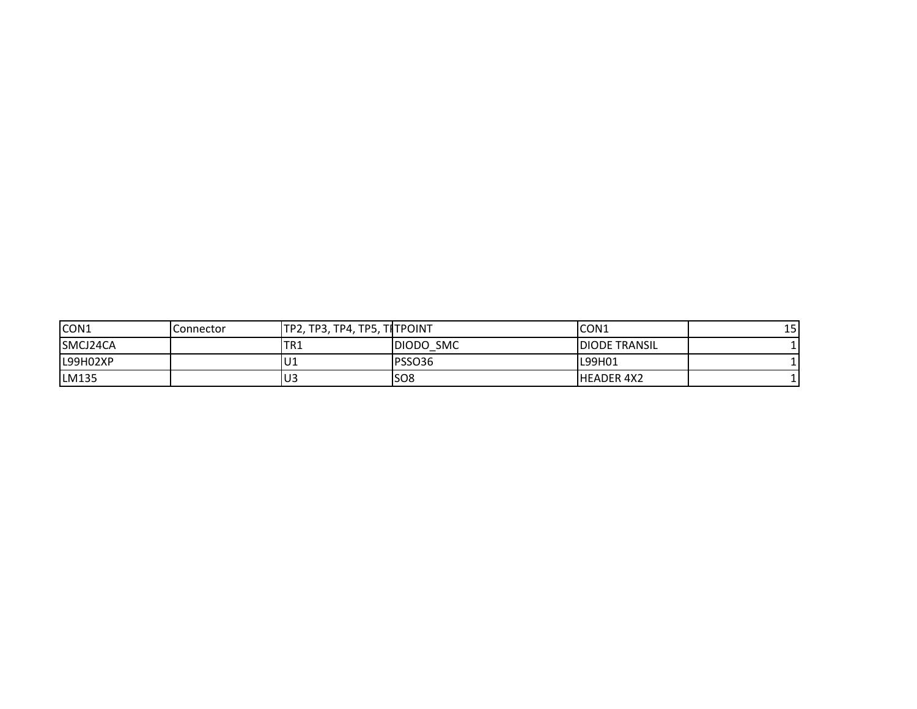| | | | | | |
|---|---|---|---|---|---|
| CON1 | Connector | TP2, TP3, TP4, TP5, TI | TPOINT | CON1 | 15 |
| SMCJ24CA | | TR1 | DIODO_SMC | DIODE TRANSIL | 1 |
| L99H02XP | | U1 | PSSO36 | L99H01 | 1 |
| LM135 | | U3 | SO8 | HEADER 4X2 | 1 |